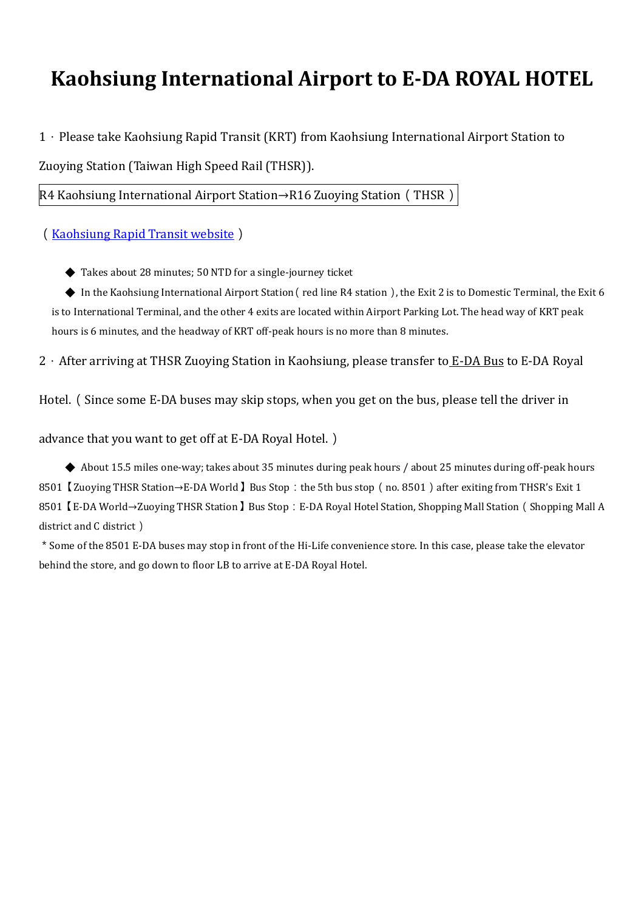# Kaohsiung International Airport to E-DA ROYAL HOTEL

1．Please take Kaohsiung Rapid Transit (KRT) from Kaohsiung International Airport Station to Zuoying Station (Taiwan High Speed Rail (THSR)).

R4 Kaohsiung International Airport Station→R16 Zuoying Station（THSR）

（Kaohsiung Rapid Transit website）

- ◆ Takes about 28 minutes; 50 NTD for a single-journey ticket
- ◆ In the Kaohsiung International Airport Station（red line R4 station）, the Exit 2 is to Domestic Terminal, the Exit 6 is to International Terminal, and the other 4 exits are located within Airport Parking Lot. The head way of KRT peak hours is 6 minutes, and the headway of KRT off-peak hours is no more than 8 minutes.

2．After arriving at THSR Zuoying Station in Kaohsiung, please transfer to E-DA Bus to E-DA Royal Hotel.（Since some E-DA buses may skip stops, when you get on the bus, please tell the driver in advance that you want to get off at E-DA Royal Hotel.）

◆ About 15.5 miles one-way; takes about 35 minutes during peak hours / about 25 minutes during off-peak hours

8501【Zuoying THSR Station→E-DA World】Bus Stop：the 5th bus stop（no. 8501）after exiting from THSR's Exit 1

8501【E-DA World→Zuoying THSR Station】Bus Stop：E-DA Royal Hotel Station, Shopping Mall Station（Shopping Mall A district and C district）

* Some of the 8501 E-DA buses may stop in front of the Hi-Life convenience store. In this case, please take the elevator behind the store, and go down to floor LB to arrive at E-DA Royal Hotel.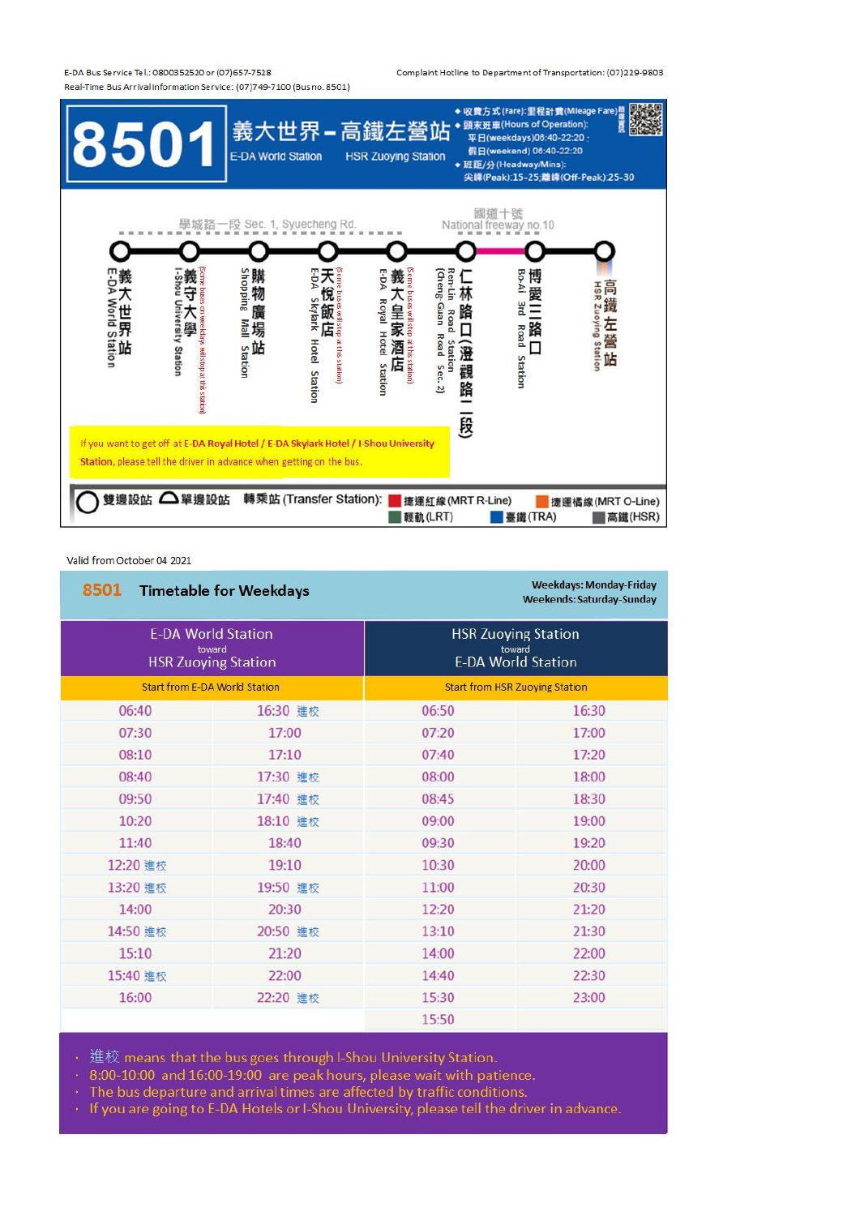E-DA Bus Service Tel.: 0800352520 or (07)657-7528
Real-Time Bus Arrival Information Service: (07)749-7100 (Bus no. 8501)

Complaint Hotline to Department of Transportation: (07)229-9803

# 8501 義大世界－高鐵左營站

E-DA World Station　HSR Zuoying Station

- 收費方式(Fare):里程計費(Mileage Fare)
- 頭末班車(Hours of Operation):
  平日(weekdays)06:40-22:20；
  假日(weekend) 06:40-22:20
- 班距/分(Headway/Mins):
  尖峰(Peak):15-25;離峰(Off-Peak):25-30

學城路一段 Sec. 1, Syuecheng Rd.　　國道十號 National freeway no.10

1. 義大世界站 E-DA World Station
2. 義守大學 I-Shou University Station (Some buses on weekdays will stop at this station)
3. 購物廣場站 Shopping Mall Station
4. 天悅飯店 E-DA Skylark Hotel Station (Some buses will stop at this station)
5. 義大皇家酒店 E-DA Royal Hotel Station (Some buses will stop at this station)
6. 仁林路口(澄觀路一段) Ren-Lin Road Station (Cheng Guan Road Sec. 2)
7. 博愛三路口 Bo-Ai 3rd Road Station
8. 高鐵左營站 HSR Zuoying Station

If you want to get off at E-DA Royal Hotel / E-DA Skylark Hotel / I-Shou University Station, please tell the driver in advance when getting on the bus.

雙邊設站　單邊設站　轉乘站 (Transfer Station): 捷運紅線(MRT R-Line)　捷運橘線(MRT O-Line)　輕軌(LRT)　臺鐵(TRA)　高鐵(HSR)

Valid from October 04 2021

## 8501 Timetable for Weekdays

Weekdays: Monday-Friday
Weekends: Saturday-Sunday

| E-DA World Station toward HSR Zuoying Station | | HSR Zuoying Station toward E-DA World Station | |
|---|---|---|---|
| Start from E-DA World Station | | Start from HSR Zuoying Station | |
| 06:40 | 16:30 進校 | 06:50 | 16:30 |
| 07:30 | 17:00 | 07:20 | 17:00 |
| 08:10 | 17:10 | 07:40 | 17:20 |
| 08:40 | 17:30 進校 | 08:00 | 18:00 |
| 09:50 | 17:40 進校 | 08:45 | 18:30 |
| 10:20 | 18:10 進校 | 09:00 | 19:00 |
| 11:40 | 18:40 | 09:30 | 19:20 |
| 12:20 進校 | 19:10 | 10:30 | 20:00 |
| 13:20 進校 | 19:50 進校 | 11:00 | 20:30 |
| 14:00 | 20:30 | 12:20 | 21:20 |
| 14:50 進校 | 20:50 進校 | 13:10 | 21:30 |
| 15:10 | 21:20 | 14:00 | 22:00 |
| 15:40 進校 | 22:00 | 14:40 | 22:30 |
| 16:00 | 22:20 進校 | 15:30 | 23:00 |
| | | 15:50 | |

- 進校 means that the bus goes through I-Shou University Station.
- 8:00-10:00 and 16:00-19:00 are peak hours, please wait with patience.
- The bus departure and arrival times are affected by traffic conditions.
- If you are going to E-DA Hotels or I-Shou University, please tell the driver in advance.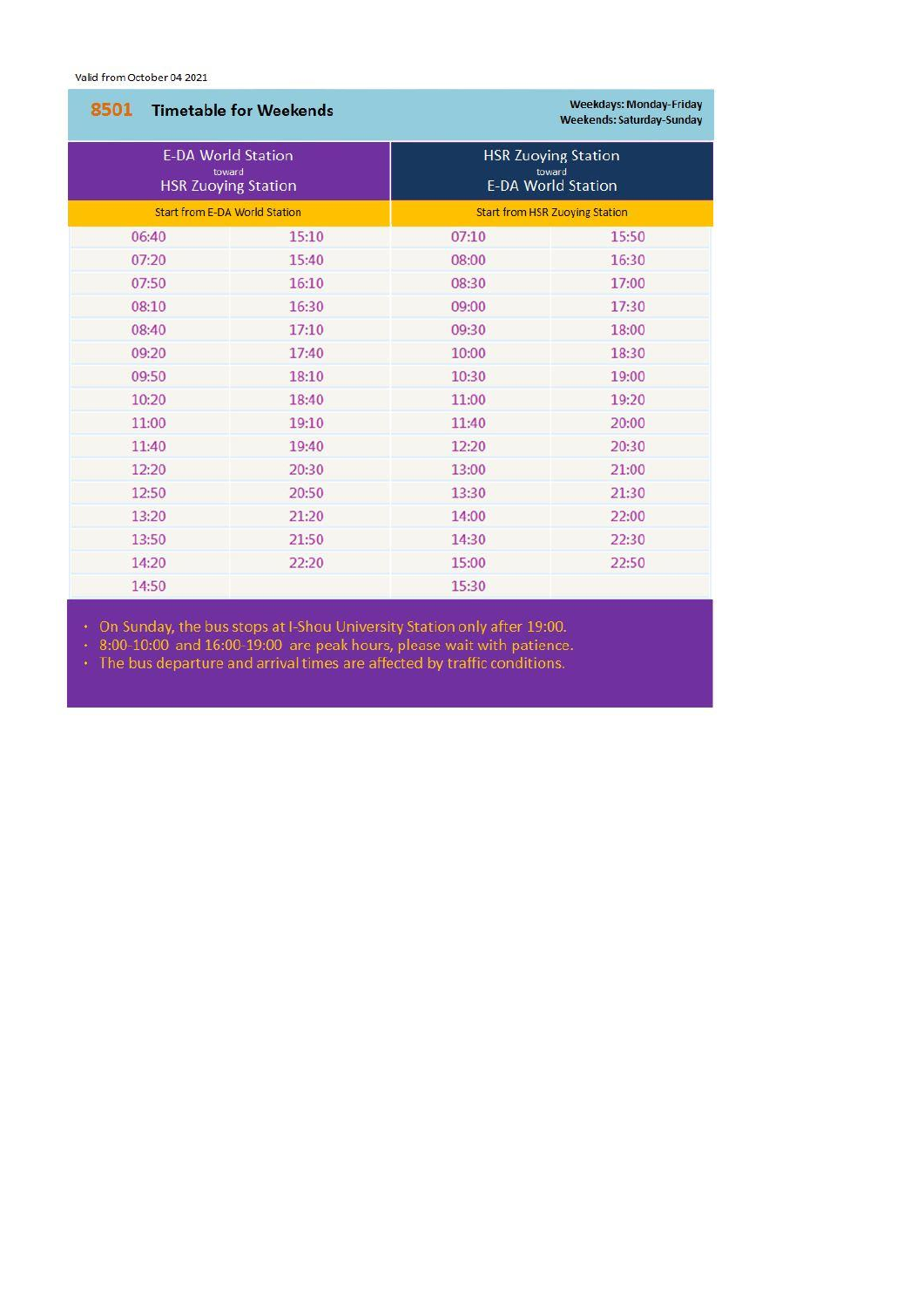Valid from October 04 2021

## 8501 Timetable for Weekends

**Weekdays: Monday-Friday**
**Weekends: Saturday-Sunday**

| E-DA World Station toward HSR Zuoying Station | | HSR Zuoying Station toward E-DA World Station | |
|---|---|---|---|
| Start from E-DA World Station | | Start from HSR Zuoying Station | |
| 06:40 | 15:10 | 07:10 | 15:50 |
| 07:20 | 15:40 | 08:00 | 16:30 |
| 07:50 | 16:10 | 08:30 | 17:00 |
| 08:10 | 16:30 | 09:00 | 17:30 |
| 08:40 | 17:10 | 09:30 | 18:00 |
| 09:20 | 17:40 | 10:00 | 18:30 |
| 09:50 | 18:10 | 10:30 | 19:00 |
| 10:20 | 18:40 | 11:00 | 19:20 |
| 11:00 | 19:10 | 11:40 | 20:00 |
| 11:40 | 19:40 | 12:20 | 20:30 |
| 12:20 | 20:30 | 13:00 | 21:00 |
| 12:50 | 20:50 | 13:30 | 21:30 |
| 13:20 | 21:20 | 14:00 | 22:00 |
| 13:50 | 21:50 | 14:30 | 22:30 |
| 14:20 | 22:20 | 15:00 | 22:50 |
| 14:50 | | 15:30 | |

- On Sunday, the bus stops at I-Shou University Station only after 19:00.
- 8:00-10:00 and 16:00-19:00 are peak hours, please wait with patience.
- The bus departure and arrival times are affected by traffic conditions.